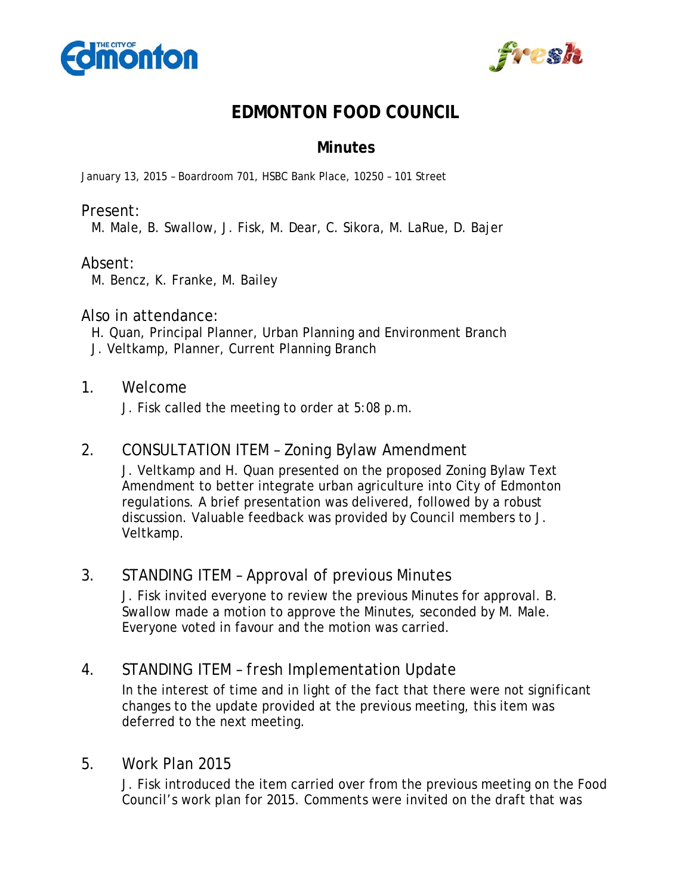# EDMONTON FOOD COUNCIL

## Minutes

January 13, 2015 – Boardroom 701, HSBC Bank Place, 10250 – 101 Street

Present:
M. Male, B. Swallow, J. Fisk, M. Dear, C. Sikora, M. LaRue, D. Bajer

Absent:
M. Bencz, K. Franke, M. Bailey

Also in attendance:
H. Quan, Principal Planner, Urban Planning and Environment Branch
J. Veltkamp, Planner, Current Planning Branch

1. Welcome

   J. Fisk called the meeting to order at 5:08 p.m.

2. CONSULTATION ITEM – Zoning Bylaw Amendment

   J. Veltkamp and H. Quan presented on the proposed Zoning Bylaw Text Amendment to better integrate urban agriculture into City of Edmonton regulations. A brief presentation was delivered, followed by a robust discussion. Valuable feedback was provided by Council members to J. Veltkamp.

3. STANDING ITEM – Approval of previous Minutes

   J. Fisk invited everyone to review the previous Minutes for approval. B. Swallow made a motion to approve the Minutes, seconded by M. Male. Everyone voted in favour and the motion was carried.

4. STANDING ITEM – fresh Implementation Update

   In the interest of time and in light of the fact that there were not significant changes to the update provided at the previous meeting, this item was deferred to the next meeting.

5. Work Plan 2015

   J. Fisk introduced the item carried over from the previous meeting on the Food Council's work plan for 2015. Comments were invited on the draft that was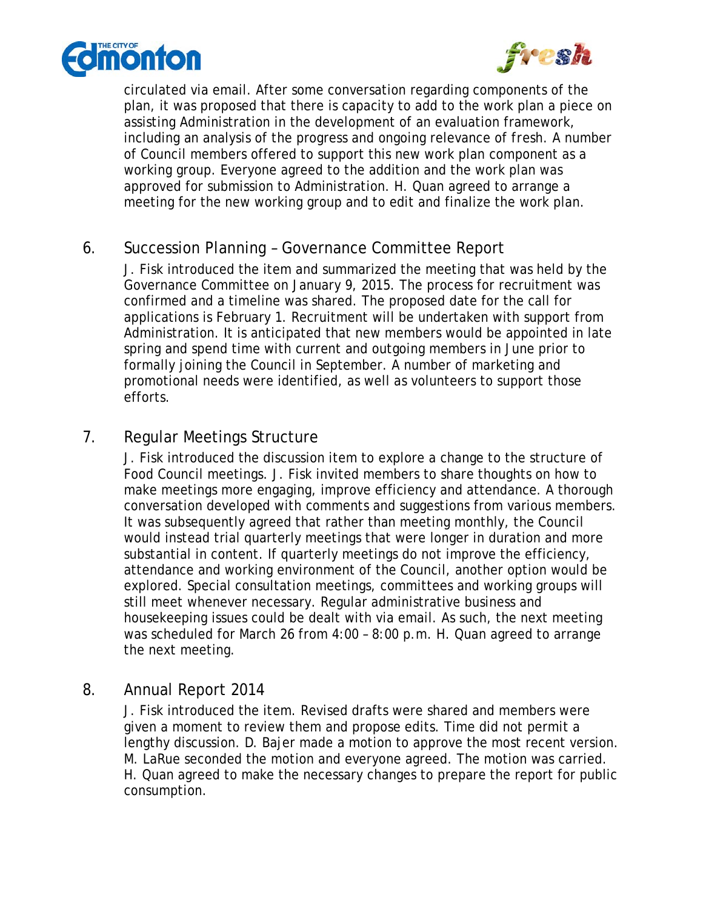circulated via email. After some conversation regarding components of the plan, it was proposed that there is capacity to add to the work plan a piece on assisting Administration in the development of an evaluation framework, including an analysis of the progress and ongoing relevance of fresh. A number of Council members offered to support this new work plan component as a working group. Everyone agreed to the addition and the work plan was approved for submission to Administration. H. Quan agreed to arrange a meeting for the new working group and to edit and finalize the work plan.

## 6. Succession Planning – Governance Committee Report

J. Fisk introduced the item and summarized the meeting that was held by the Governance Committee on January 9, 2015. The process for recruitment was confirmed and a timeline was shared. The proposed date for the call for applications is February 1. Recruitment will be undertaken with support from Administration. It is anticipated that new members would be appointed in late spring and spend time with current and outgoing members in June prior to formally joining the Council in September. A number of marketing and promotional needs were identified, as well as volunteers to support those efforts.

## 7. Regular Meetings Structure

J. Fisk introduced the discussion item to explore a change to the structure of Food Council meetings. J. Fisk invited members to share thoughts on how to make meetings more engaging, improve efficiency and attendance. A thorough conversation developed with comments and suggestions from various members. It was subsequently agreed that rather than meeting monthly, the Council would instead trial quarterly meetings that were longer in duration and more substantial in content. If quarterly meetings do not improve the efficiency, attendance and working environment of the Council, another option would be explored. Special consultation meetings, committees and working groups will still meet whenever necessary. Regular administrative business and housekeeping issues could be dealt with via email. As such, the next meeting was scheduled for March 26 from 4:00 – 8:00 p.m. H. Quan agreed to arrange the next meeting.

## 8. Annual Report 2014

J. Fisk introduced the item. Revised drafts were shared and members were given a moment to review them and propose edits. Time did not permit a lengthy discussion. D. Bajer made a motion to approve the most recent version. M. LaRue seconded the motion and everyone agreed. The motion was carried. H. Quan agreed to make the necessary changes to prepare the report for public consumption.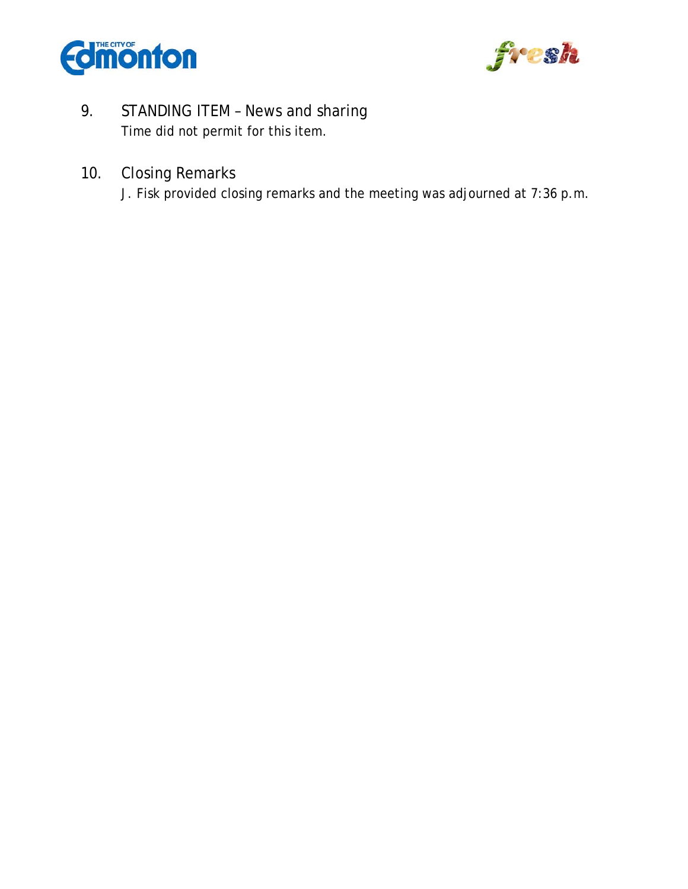9. STANDING ITEM – News and sharing

Time did not permit for this item.

10. Closing Remarks

J. Fisk provided closing remarks and the meeting was adjourned at 7:36 p.m.